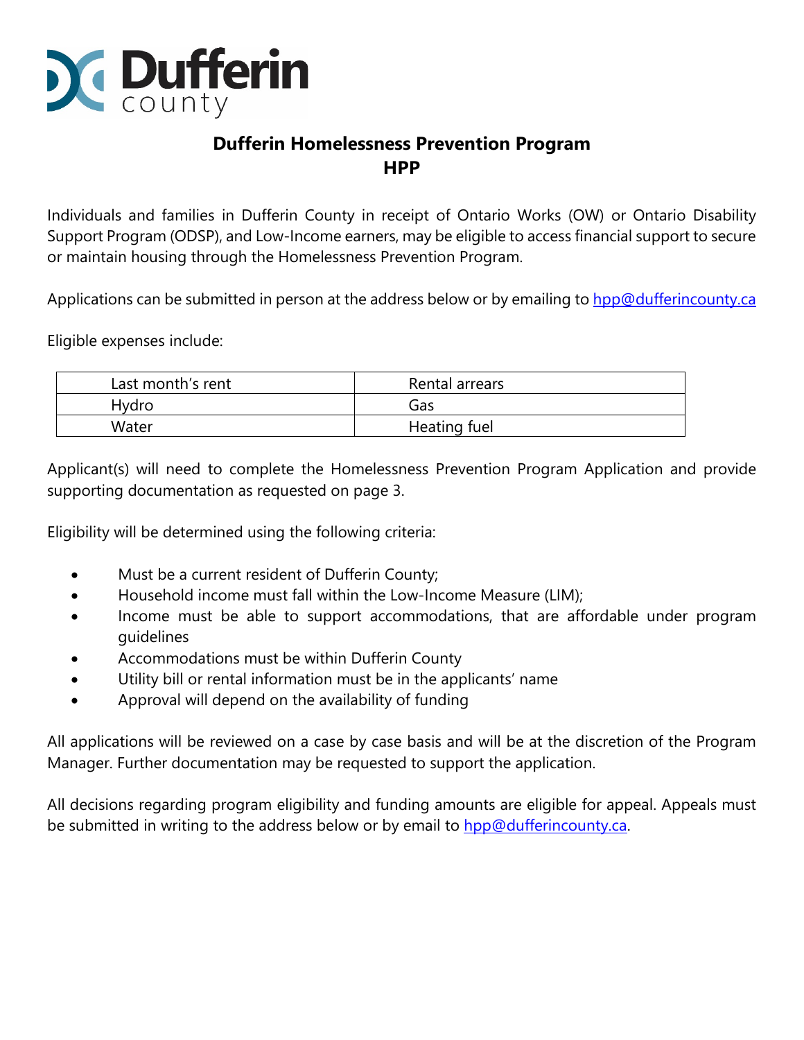Dufferin county

# Dufferin Homelessness Prevention Program
# HPP

Individuals and families in Dufferin County in receipt of Ontario Works (OW) or Ontario Disability Support Program (ODSP), and Low-Income earners, may be eligible to access financial support to secure or maintain housing through the Homelessness Prevention Program.

Applications can be submitted in person at the address below or by emailing to hpp@dufferincounty.ca

Eligible expenses include:

| Last month's rent | Rental arrears |
|---|---|
| Hydro | Gas |
| Water | Heating fuel |

Applicant(s) will need to complete the Homelessness Prevention Program Application and provide supporting documentation as requested on page 3.

Eligibility will be determined using the following criteria:

- Must be a current resident of Dufferin County;
- Household income must fall within the Low-Income Measure (LIM);
- Income must be able to support accommodations, that are affordable under program guidelines
- Accommodations must be within Dufferin County
- Utility bill or rental information must be in the applicants' name
- Approval will depend on the availability of funding

All applications will be reviewed on a case by case basis and will be at the discretion of the Program Manager. Further documentation may be requested to support the application.

All decisions regarding program eligibility and funding amounts are eligible for appeal. Appeals must be submitted in writing to the address below or by email to hpp@dufferincounty.ca.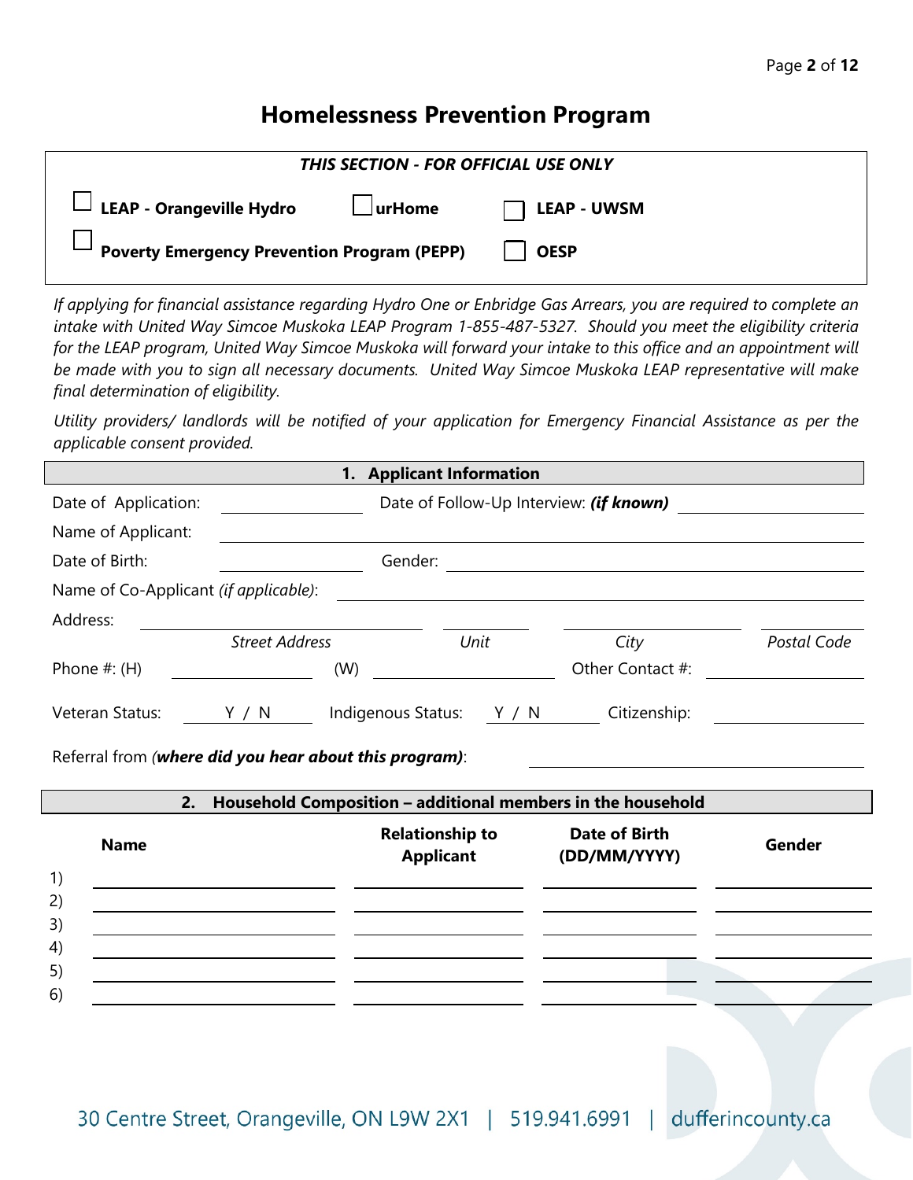# Homelessness Prevention Program

***THIS SECTION - FOR OFFICIAL USE ONLY***

- ☐ **LEAP - Orangeville Hydro**
- ☐ **urHome**
- ☐ **LEAP - UWSM**
- ☐ **Poverty Emergency Prevention Program (PEPP)**
- ☐ **OESP**

*If applying for financial assistance regarding Hydro One or Enbridge Gas Arrears, you are required to complete an intake with United Way Simcoe Muskoka LEAP Program 1-855-487-5327. Should you meet the eligibility criteria for the LEAP program, United Way Simcoe Muskoka will forward your intake to this office and an appointment will be made with you to sign all necessary documents. United Way Simcoe Muskoka LEAP representative will make final determination of eligibility.*

*Utility providers/ landlords will be notified of your application for Emergency Financial Assistance as per the applicable consent provided.*

## 1. Applicant Information

Date of Application: ______________ Date of Follow-Up Interview: ***(if known)*** ______________

Name of Applicant: ______________________________

Date of Birth: ______________ Gender: ______________

Name of Co-Applicant *(if applicable)*: ______________________________

Address: ______________ ______________ ______________ ______________
*Street Address* *Unit* *City* *Postal Code*

Phone #: (H) ______________ (W) ______________ Other Contact #: ______________

Veteran Status: Y / N Indigenous Status: Y / N Citizenship: ______________

Referral from (***where did you hear about this program)***: ______________

## 2. Household Composition – additional members in the household

| | Name | Relationship to Applicant | Date of Birth (DD/MM/YYYY) | Gender |
|---|---|---|---|---|
| 1) | | | | |
| 2) | | | | |
| 3) | | | | |
| 4) | | | | |
| 5) | | | | |
| 6) | | | | |

30 Centre Street, Orangeville, ON L9W 2X1 | 519.941.6991 | dufferincounty.ca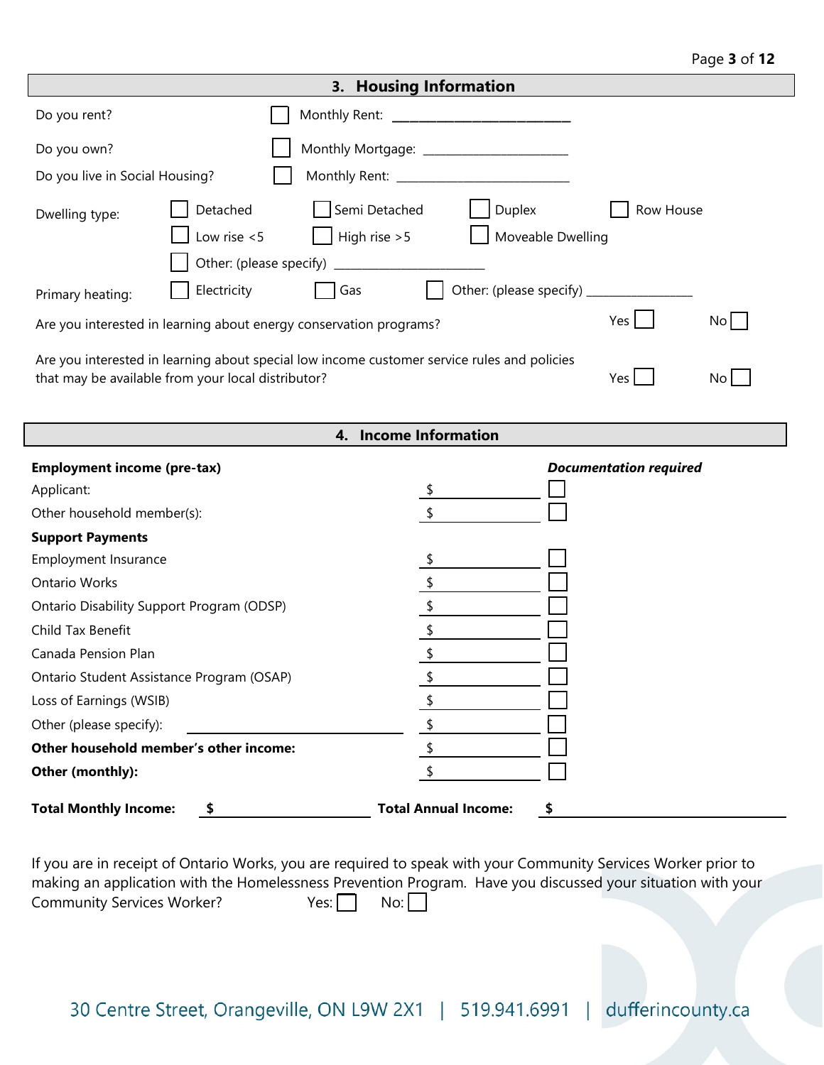## 3. Housing Information

Do you rent? ☐ Monthly Rent: ____________________

Do you own? ☐ Monthly Mortgage: ____________________

Do you live in Social Housing? ☐ Monthly Rent: ____________________

Dwelling type: ☐ Detached ☐ Semi Detached ☐ Duplex ☐ Row House ☐ Low rise <5 ☐ High rise >5 ☐ Moveable Dwelling ☐ Other: (please specify) ____________________

Primary heating: ☐ Electricity ☐ Gas ☐ Other: (please specify) ____________________

Are you interested in learning about energy conservation programs? Yes ☐ No ☐

Are you interested in learning about special low income customer service rules and policies that may be available from your local distributor? Yes ☐ No ☐

## 4. Income Information

| **Employment income (pre-tax)** | | ***Documentation required*** |
|---|---|---|
| Applicant: | $ ________ | ☐ |
| Other household member(s): | $ ________ | ☐ |
| **Support Payments** | | |
| Employment Insurance | $ ________ | ☐ |
| Ontario Works | $ ________ | ☐ |
| Ontario Disability Support Program (ODSP) | $ ________ | ☐ |
| Child Tax Benefit | $ ________ | ☐ |
| Canada Pension Plan | $ ________ | ☐ |
| Ontario Student Assistance Program (OSAP) | $ ________ | ☐ |
| Loss of Earnings (WSIB) | $ ________ | ☐ |
| Other (please specify): ____________________ | $ ________ | ☐ |
| **Other household member's other income:** | $ ________ | ☐ |
| **Other (monthly):** | $ ________ | ☐ |

**Total Monthly Income:** **$** ____________________ **Total Annual Income:** **$** ____________________

If you are in receipt of Ontario Works, you are required to speak with your Community Services Worker prior to making an application with the Homelessness Prevention Program. Have you discussed your situation with your Community Services Worker? Yes: ☐ No: ☐

30 Centre Street, Orangeville, ON L9W 2X1 | 519.941.6991 | dufferincounty.ca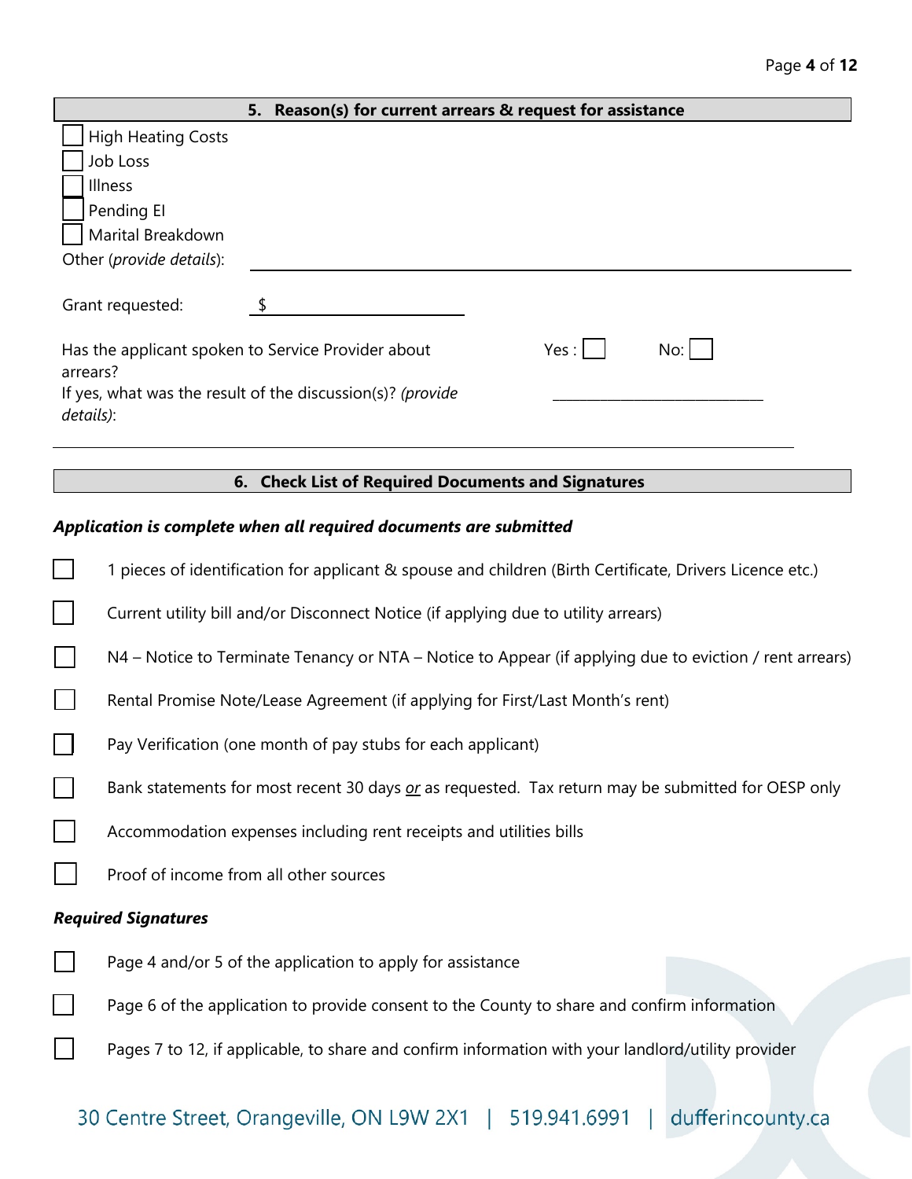## 5. Reason(s) for current arrears & request for assistance

- [ ] High Heating Costs
- [ ] Job Loss
- [ ] Illness
- [ ] Pending EI
- [ ] Marital Breakdown

Other (*provide details*): ______________________________

Grant requested: $ ______________

Has the applicant spoken to Service Provider about arrears? Yes: [ ] No: [ ]

If yes, what was the result of the discussion(s)? *(provide details)*: ______________________________

______________________________

## 6. Check List of Required Documents and Signatures

***Application is complete when all required documents are submitted***

- [ ] 1 pieces of identification for applicant & spouse and children (Birth Certificate, Drivers Licence etc.)
- [ ] Current utility bill and/or Disconnect Notice (if applying due to utility arrears)
- [ ] N4 – Notice to Terminate Tenancy or NTA – Notice to Appear (if applying due to eviction / rent arrears)
- [ ] Rental Promise Note/Lease Agreement (if applying for First/Last Month's rent)
- [ ] Pay Verification (one month of pay stubs for each applicant)
- [ ] Bank statements for most recent 30 days *or* as requested. Tax return may be submitted for OESP only
- [ ] Accommodation expenses including rent receipts and utilities bills
- [ ] Proof of income from all other sources

***Required Signatures***

- [ ] Page 4 and/or 5 of the application to apply for assistance
- [ ] Page 6 of the application to provide consent to the County to share and confirm information
- [ ] Pages 7 to 12, if applicable, to share and confirm information with your landlord/utility provider

30 Centre Street, Orangeville, ON L9W 2X1 | 519.941.6991 | dufferincounty.ca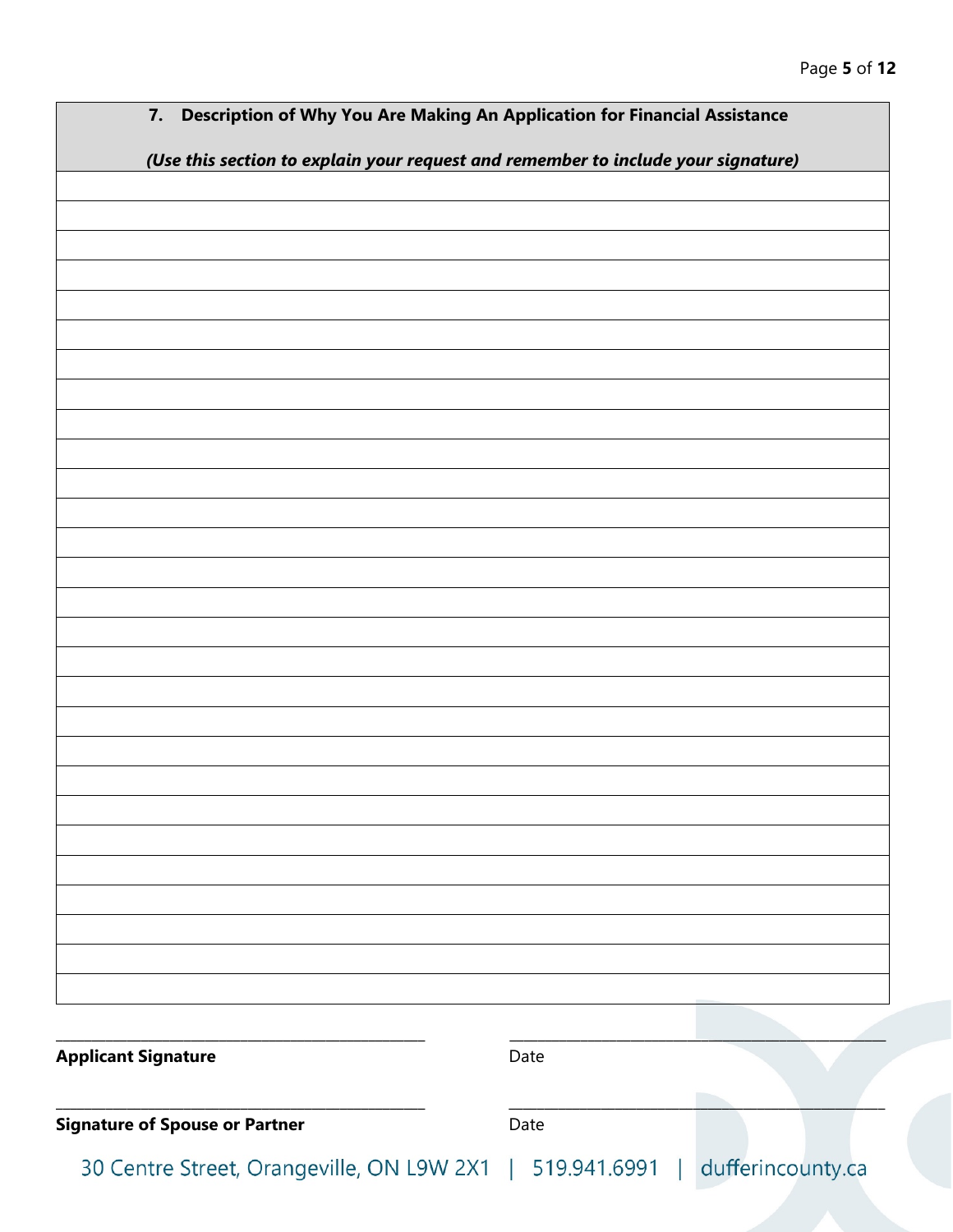## 7. Description of Why You Are Making An Application for Financial Assistance

***(Use this section to explain your request and remember to include your signature)***

| |
|---|
| |
| |
| |
| |
| |
| |
| |
| |
| |
| |
| |
| |
| |
| |
| |
| |
| |
| |
| |
| |
| |
| |
| |
| |
| |
| |
| |
| |

\_\_\_\_\_\_\_\_\_\_\_\_\_\_\_\_\_\_\_\_\_\_\_\_\_\_\_\_\_\_ \_\_\_\_\_\_\_\_\_\_\_\_\_\_\_\_\_\_\_\_\_\_\_\_\_\_\_\_\_\_

**Applicant Signature** Date

\_\_\_\_\_\_\_\_\_\_\_\_\_\_\_\_\_\_\_\_\_\_\_\_\_\_\_\_\_\_ \_\_\_\_\_\_\_\_\_\_\_\_\_\_\_\_\_\_\_\_\_\_\_\_\_\_\_\_\_\_

**Signature of Spouse or Partner** Date

30 Centre Street, Orangeville, ON L9W 2X1 | 519.941.6991 | dufferincounty.ca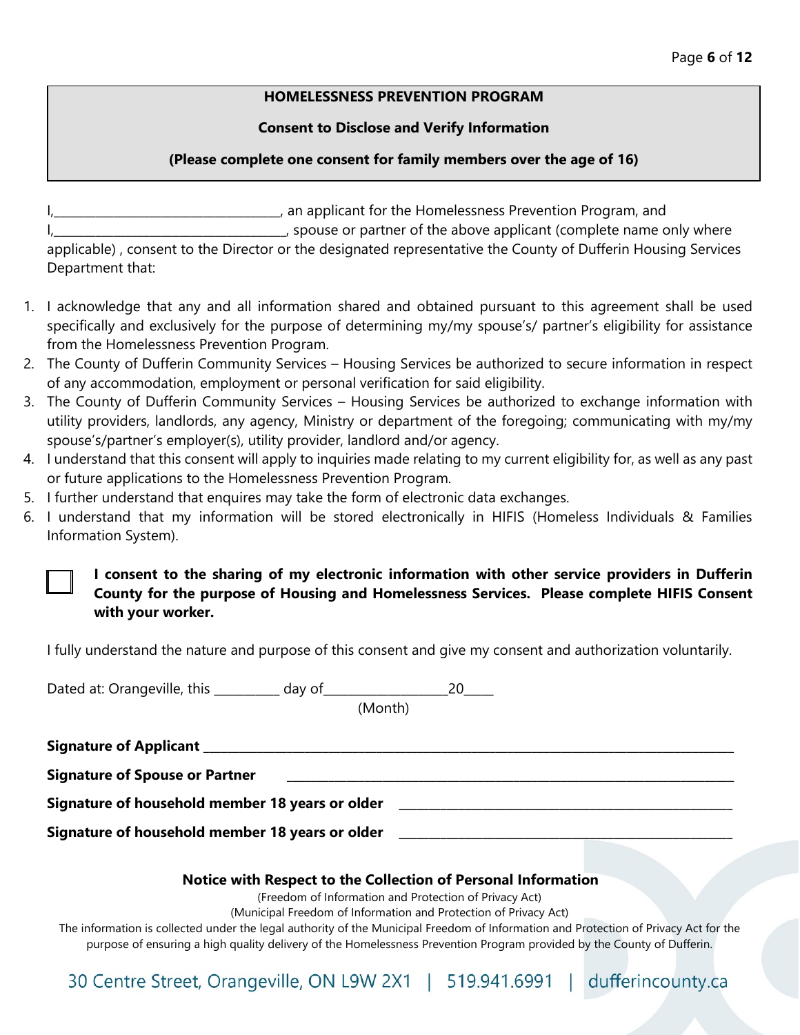**HOMELESSNESS PREVENTION PROGRAM**

**Consent to Disclose and Verify Information**

**(Please complete one consent for family members over the age of 16)**

I,___________________________________, an applicant for the Homelessness Prevention Program, and
I,___________________________________, spouse or partner of the above applicant (complete name only where applicable) , consent to the Director or the designated representative the County of Dufferin Housing Services Department that:

1. I acknowledge that any and all information shared and obtained pursuant to this agreement shall be used specifically and exclusively for the purpose of determining my/my spouse's/ partner's eligibility for assistance from the Homelessness Prevention Program.
2. The County of Dufferin Community Services – Housing Services be authorized to secure information in respect of any accommodation, employment or personal verification for said eligibility.
3. The County of Dufferin Community Services – Housing Services be authorized to exchange information with utility providers, landlords, any agency, Ministry or department of the foregoing; communicating with my/my spouse's/partner's employer(s), utility provider, landlord and/or agency.
4. I understand that this consent will apply to inquiries made relating to my current eligibility for, as well as any past or future applications to the Homelessness Prevention Program.
5. I further understand that enquires may take the form of electronic data exchanges.
6. I understand that my information will be stored electronically in HIFIS (Homeless Individuals & Families Information System).

☐ **I consent to the sharing of my electronic information with other service providers in Dufferin County for the purpose of Housing and Homelessness Services. Please complete HIFIS Consent with your worker.**

I fully understand the nature and purpose of this consent and give my consent and authorization voluntarily.

Dated at: Orangeville, this __________ day of__________________20_____
(Month)

**Signature of Applicant** ________________________________________________

**Signature of Spouse or Partner** ________________________________________________

**Signature of household member 18 years or older** ________________________________

**Signature of household member 18 years or older** ________________________________

**Notice with Respect to the Collection of Personal Information**

(Freedom of Information and Protection of Privacy Act)
(Municipal Freedom of Information and Protection of Privacy Act)

The information is collected under the legal authority of the Municipal Freedom of Information and Protection of Privacy Act for the purpose of ensuring a high quality delivery of the Homelessness Prevention Program provided by the County of Dufferin.

30 Centre Street, Orangeville, ON L9W 2X1 | 519.941.6991 | dufferincounty.ca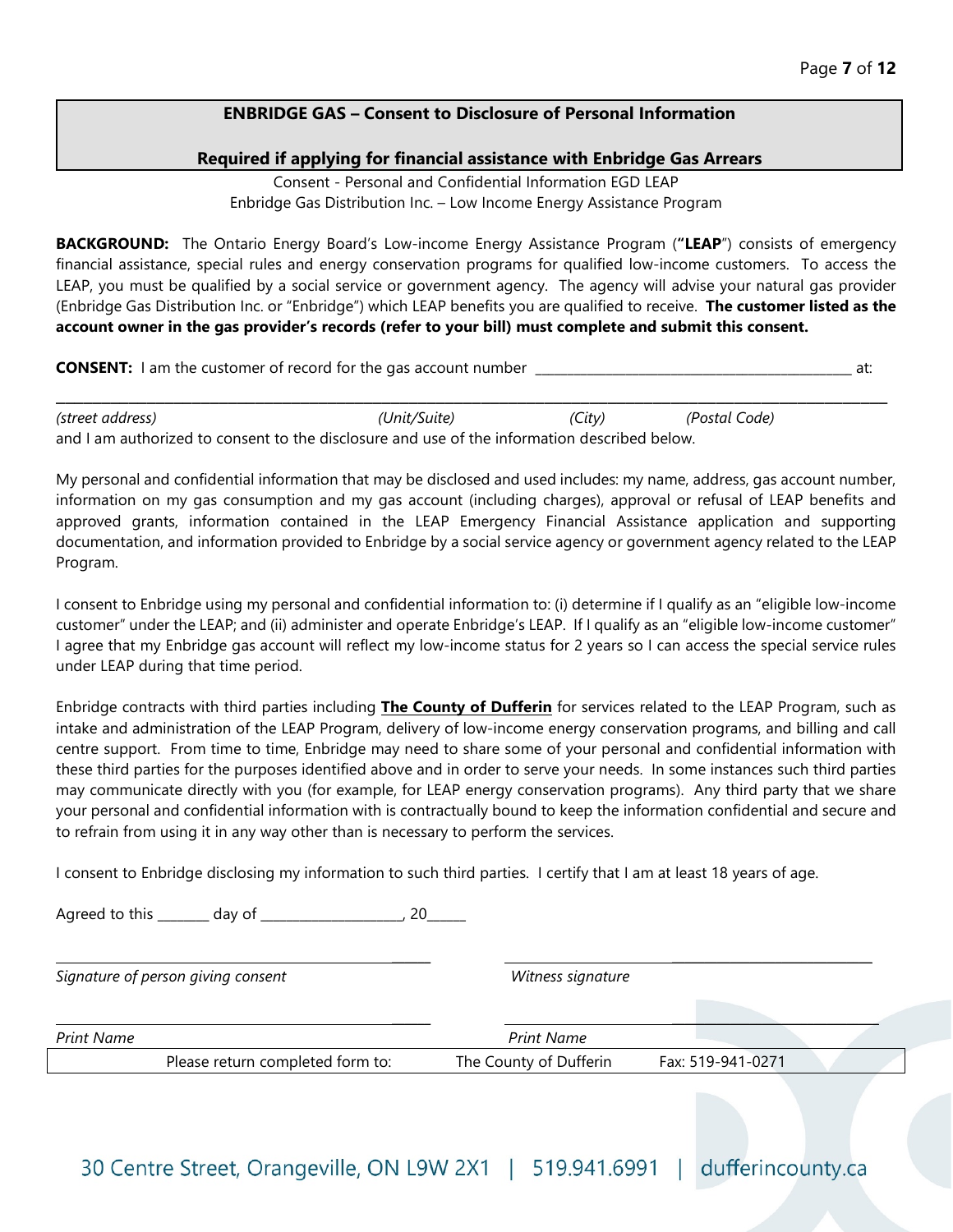## ENBRIDGE GAS – Consent to Disclosure of Personal Information

### Required if applying for financial assistance with Enbridge Gas Arrears

Consent - Personal and Confidential Information EGD LEAP
Enbridge Gas Distribution Inc. – Low Income Energy Assistance Program

**BACKGROUND:** The Ontario Energy Board's Low-income Energy Assistance Program (**"LEAP**") consists of emergency financial assistance, special rules and energy conservation programs for qualified low-income customers. To access the LEAP, you must be qualified by a social service or government agency. The agency will advise your natural gas provider (Enbridge Gas Distribution Inc. or "Enbridge") which LEAP benefits you are qualified to receive. **The customer listed as the account owner in the gas provider's records (refer to your bill) must complete and submit this consent.**

**CONSENT:** I am the customer of record for the gas account number _____________________________________________ at:

___________________________________________________________________________________________________________

*(street address)* *(Unit/Suite)* *(City)* *(Postal Code)*

and I am authorized to consent to the disclosure and use of the information described below.

My personal and confidential information that may be disclosed and used includes: my name, address, gas account number, information on my gas consumption and my gas account (including charges), approval or refusal of LEAP benefits and approved grants, information contained in the LEAP Emergency Financial Assistance application and supporting documentation, and information provided to Enbridge by a social service agency or government agency related to the LEAP Program.

I consent to Enbridge using my personal and confidential information to: (i) determine if I qualify as an "eligible low-income customer" under the LEAP; and (ii) administer and operate Enbridge's LEAP. If I qualify as an "eligible low-income customer" I agree that my Enbridge gas account will reflect my low-income status for 2 years so I can access the special service rules under LEAP during that time period.

Enbridge contracts with third parties including **The County of Dufferin** for services related to the LEAP Program, such as intake and administration of the LEAP Program, delivery of low-income energy conservation programs, and billing and call centre support. From time to time, Enbridge may need to share some of your personal and confidential information with these third parties for the purposes identified above and in order to serve your needs. In some instances such third parties may communicate directly with you (for example, for LEAP energy conservation programs). Any third party that we share your personal and confidential information with is contractually bound to keep the information confidential and secure and to refrain from using it in any way other than is necessary to perform the services.

I consent to Enbridge disclosing my information to such third parties. I certify that I am at least 18 years of age.

Agreed to this _______ day of ____________________, 20______

| _______________________________________ | _______________________________________ |
|---|---|
| *Signature of person giving consent* | *Witness signature* |
| _______________________________________ | _______________________________________ |
| *Print Name* | *Print Name* |

| Please return completed form to: | The County of Dufferin | Fax: 519-941-0271 |
|---|---|---|

30 Centre Street, Orangeville, ON L9W 2X1 | 519.941.6991 | dufferincounty.ca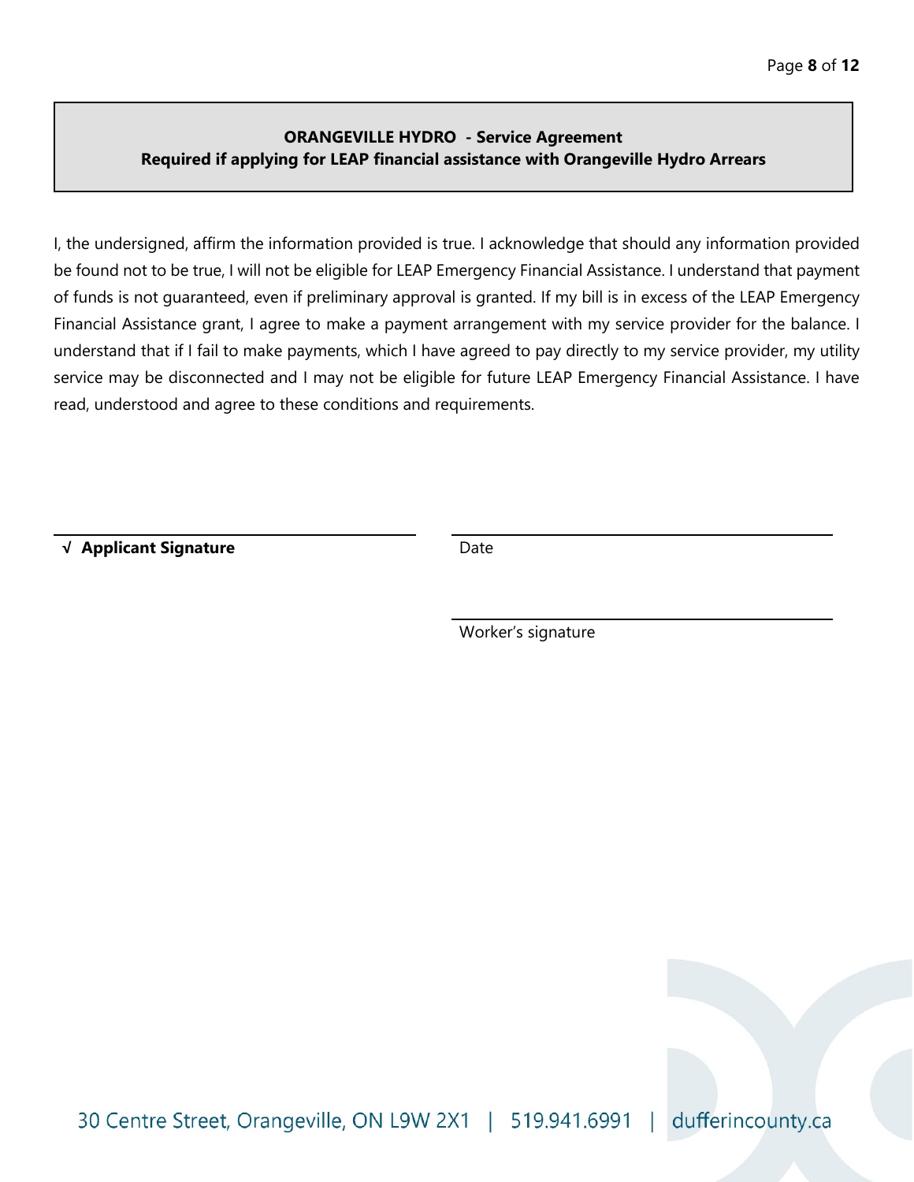**ORANGEVILLE HYDRO - Service Agreement**
**Required if applying for LEAP financial assistance with Orangeville Hydro Arrears**

I, the undersigned, affirm the information provided is true. I acknowledge that should any information provided be found not to be true, I will not be eligible for LEAP Emergency Financial Assistance. I understand that payment of funds is not guaranteed, even if preliminary approval is granted. If my bill is in excess of the LEAP Emergency Financial Assistance grant, I agree to make a payment arrangement with my service provider for the balance. I understand that if I fail to make payments, which I have agreed to pay directly to my service provider, my utility service may be disconnected and I may not be eligible for future LEAP Emergency Financial Assistance. I have read, understood and agree to these conditions and requirements.

______________________________ ______________________________

√ **Applicant Signature** Date

______________________________

Worker's signature

30 Centre Street, Orangeville, ON L9W 2X1 | 519.941.6991 | dufferincounty.ca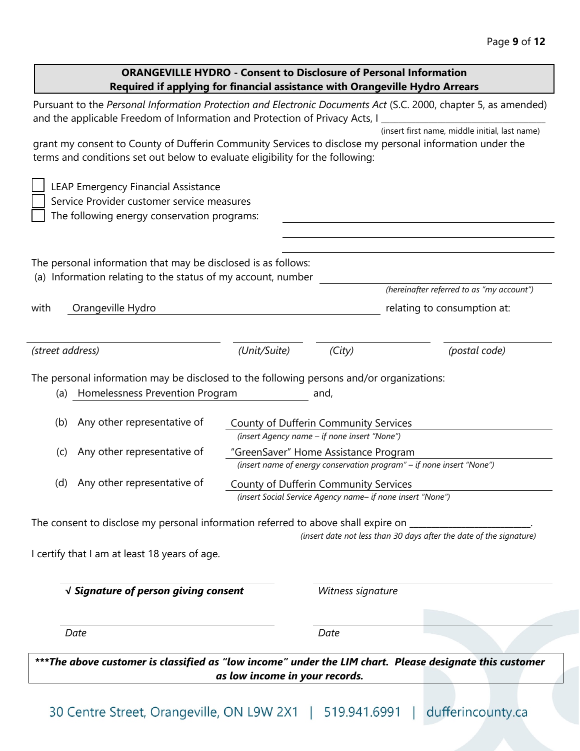**ORANGEVILLE HYDRO - Consent to Disclosure of Personal Information**
**Required if applying for financial assistance with Orangeville Hydro Arrears**

Pursuant to the *Personal Information Protection and Electronic Documents Act* (S.C. 2000, chapter 5, as amended) and the applicable Freedom of Information and Protection of Privacy Acts, I ___________________________________
(insert first name, middle initial, last name)

grant my consent to County of Dufferin Community Services to disclose my personal information under the terms and conditions set out below to evaluate eligibility for the following:

- ☐ LEAP Emergency Financial Assistance
- ☐ Service Provider customer service measures
- ☐ The following energy conservation programs: ___________________________________

___________________________________

___________________________________

The personal information that may be disclosed is as follows:

(a) Information relating to the status of my account, number ___________________________________
*(hereinafter referred to as "my account")*

with Orangeville Hydro ___________________________________ relating to consumption at:

___________________ ___________________ ___________________ ___________________
*(street address)* *(Unit/Suite)* *(City)* *(postal code)*

The personal information may be disclosed to the following persons and/or organizations:

(a) Homelessness Prevention Program and,

(b) Any other representative of County of Dufferin Community Services
*(insert Agency name – if none insert "None")*

(c) Any other representative of "GreenSaver" Home Assistance Program
*(insert name of energy conservation program" – if none insert "None")*

(d) Any other representative of County of Dufferin Community Services
*(insert Social Service Agency name– if none insert "None")*

The consent to disclose my personal information referred to above shall expire on ________________________.
*(insert date not less than 30 days after the date of the signature)*

I certify that I am at least 18 years of age.

___________________________________ ___________________________________
√ ***Signature of person giving consent*** *Witness signature*

___________________________________ ___________________________________
*Date* *Date*

***\*\*\*The above customer is classified as "low income" under the LIM chart. Please designate this customer as low income in your records.***

30 Centre Street, Orangeville, ON L9W 2X1 | 519.941.6991 | dufferincounty.ca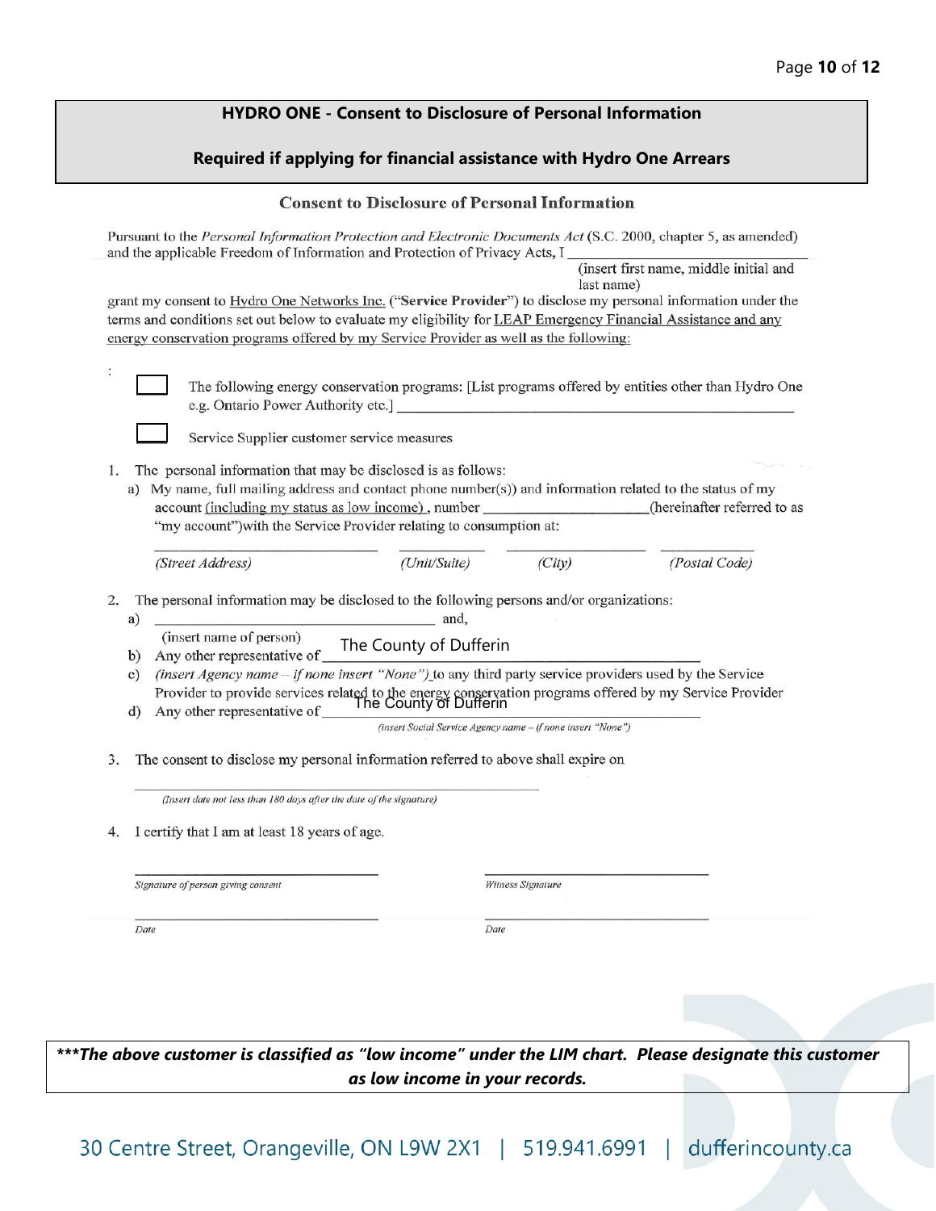**HYDRO ONE - Consent to Disclosure of Personal Information**

**Required if applying for financial assistance with Hydro One Arrears**

## Consent to Disclosure of Personal Information

Pursuant to the *Personal Information Protection and Electronic Documents Act* (S.C. 2000, chapter 5, as amended) and the applicable Freedom of Information and Protection of Privacy Acts, I ______________________________ (insert first name, middle initial and last name)

grant my consent to Hydro One Networks Inc. ("**Service Provider**") to disclose my personal information under the terms and conditions set out below to evaluate my eligibility for LEAP Emergency Financial Assistance and any energy conservation programs offered by my Service Provider as well as the following:

:

- ☐ The following energy conservation programs: [List programs offered by entities other than Hydro One e.g. Ontario Power Authority etc.] ______________________________
- ☐ Service Supplier customer service measures

1. The personal information that may be disclosed is as follows:
   a) My name, full mailing address and contact phone number(s)) and information related to the status of my account (including my status as low income) , number ______________________(hereinafter referred to as "my account")with the Service Provider relating to consumption at:

   ______________________ (Street Address) ______________ (Unit/Suite) ______________ (City) ______________ (Postal Code)

2. The personal information may be disclosed to the following persons and/or organizations:
   a) ______________________________ and,
      (insert name of person)
   b) Any other representative of The County of Dufferin
   c) *(insert Agency name – if none insert "None")* to any third party service providers used by the Service Provider to provide services related to the energy conservation programs offered by my Service Provider
   d) Any other representative of The County of Dufferin
      *(insert Social Service Agency name – if none insert "None")*

3. The consent to disclose my personal information referred to above shall expire on

   ______________________________
   *(Insert date not less than 180 days after the date of the signature)*

4. I certify that I am at least 18 years of age.

______________________________ *Signature of person giving consent*

______________________________ *Witness Signature*

______________________________ *Date*

______________________________ *Date*

***\*\*\*The above customer is classified as "low income" under the LIM chart. Please designate this customer as low income in your records.***

30 Centre Street, Orangeville, ON L9W 2X1 | 519.941.6991 | dufferincounty.ca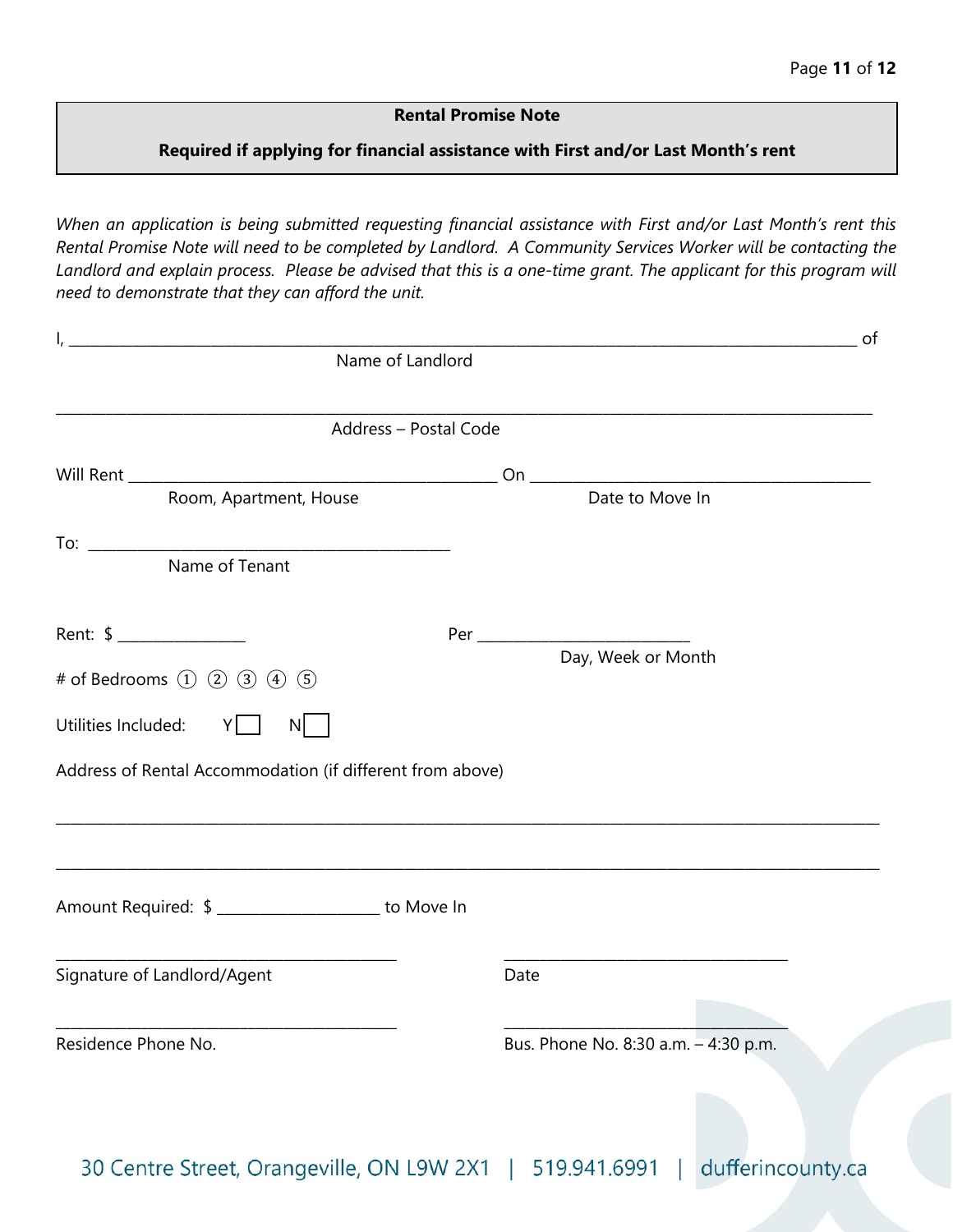**Rental Promise Note**

**Required if applying for financial assistance with First and/or Last Month's rent**

*When an application is being submitted requesting financial assistance with First and/or Last Month's rent this Rental Promise Note will need to be completed by Landlord. A Community Services Worker will be contacting the Landlord and explain process. Please be advised that this is a one-time grant. The applicant for this program will need to demonstrate that they can afford the unit.*

I, ____________________________________________ of
Name of Landlord

____________________________________________
Address – Postal Code

Will Rent ______________________ On ______________________
Room, Apartment, House — Date to Move In

To: ______________________
Name of Tenant

Rent: $ ____________ Per ______________________
Day, Week or Month

\# of Bedrooms ① ② ③ ④ ⑤

Utilities Included: Y ☐ N ☐

Address of Rental Accommodation (if different from above)

____________________________________________

____________________________________________

Amount Required: $ ______________ to Move In

______________________ Signature of Landlord/Agent

______________________ Date

______________________ Residence Phone No.

______________________ Bus. Phone No. 8:30 a.m. – 4:30 p.m.

30 Centre Street, Orangeville, ON L9W 2X1 | 519.941.6991 | dufferincounty.ca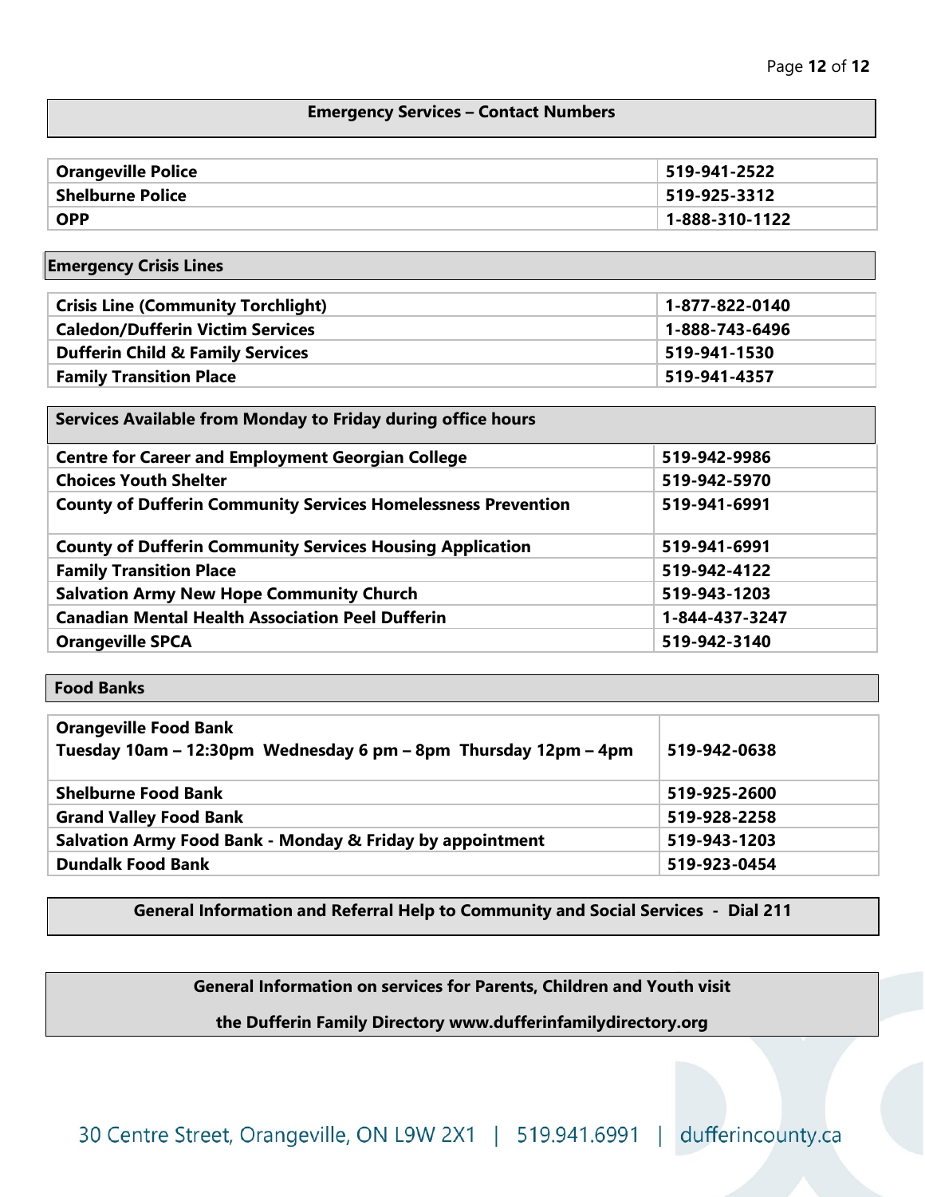## Emergency Services – Contact Numbers

| | |
|---|---|
| **Orangeville Police** | **519-941-2522** |
| **Shelburne Police** | **519-925-3312** |
| **OPP** | **1-888-310-1122** |

## Emergency Crisis Lines

| | |
|---|---|
| **Crisis Line (Community Torchlight)** | **1-877-822-0140** |
| **Caledon/Dufferin Victim Services** | **1-888-743-6496** |
| **Dufferin Child & Family Services** | **519-941-1530** |
| **Family Transition Place** | **519-941-4357** |

## Services Available from Monday to Friday during office hours

| | |
|---|---|
| **Centre for Career and Employment Georgian College** | **519-942-9986** |
| **Choices Youth Shelter** | **519-942-5970** |
| **County of Dufferin Community Services Homelessness Prevention** | **519-941-6991** |
| **County of Dufferin Community Services Housing Application** | **519-941-6991** |
| **Family Transition Place** | **519-942-4122** |
| **Salvation Army New Hope Community Church** | **519-943-1203** |
| **Canadian Mental Health Association Peel Dufferin** | **1-844-437-3247** |
| **Orangeville SPCA** | **519-942-3140** |

## Food Banks

| | |
|---|---|
| **Orangeville Food Bank**<br>**Tuesday 10am – 12:30pm Wednesday 6 pm – 8pm Thursday 12pm – 4pm** | **519-942-0638** |
| **Shelburne Food Bank** | **519-925-2600** |
| **Grand Valley Food Bank** | **519-928-2258** |
| **Salvation Army Food Bank - Monday & Friday by appointment** | **519-943-1203** |
| **Dundalk Food Bank** | **519-923-0454** |

**General Information and Referral Help to Community and Social Services - Dial 211**

**General Information on services for Parents, Children and Youth visit**

**the Dufferin Family Directory www.dufferinfamilydirectory.org**

30 Centre Street, Orangeville, ON L9W 2X1 | 519.941.6991 | dufferincounty.ca